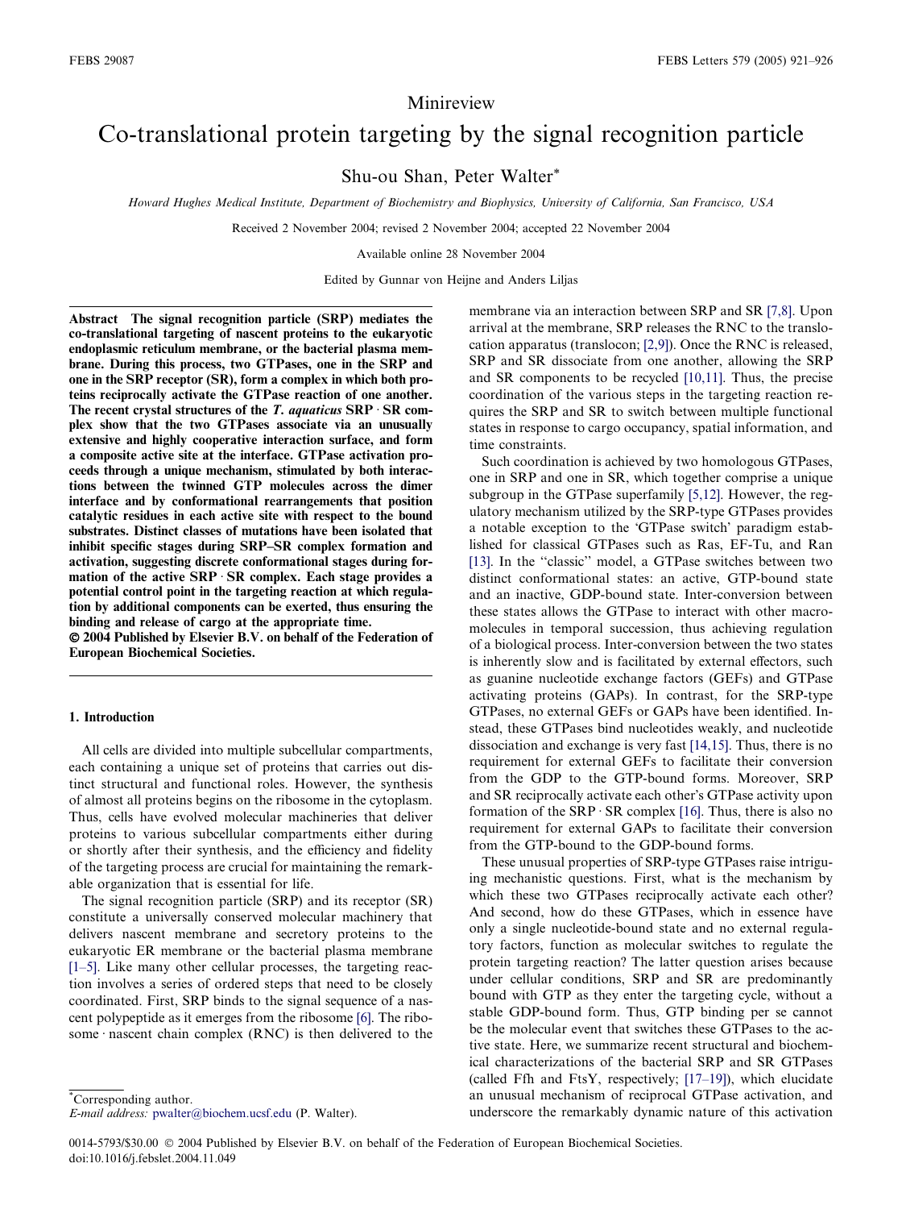Minireview

# Co-translational protein targeting by the signal recognition particle

Shu-ou Shan, Peter Walter*

*Howard Hughes Medical Institute, Department of Biochemistry and Biophysics, University of California, San Francisco, USA*

Received 2 November 2004; revised 2 November 2004; accepted 22 November 2004

Available online 28 November 2004

Edited by Gunnar von Heijne and Anders Liljas

**Abstract The signal recognition particle (SRP) mediates the co-translational targeting of nascent proteins to the eukaryotic endoplasmic reticulum membrane, or the bacterial plasma membrane. During this process, two GTPases, one in the SRP and one in the SRP receptor (SR), form a complex in which both proteins reciprocally activate the GTPase reaction of one another. The recent crystal structures of the *T. aquaticus* SRP · SR complex show that the two GTPases associate via an unusually extensive and highly cooperative interaction surface, and form a composite active site at the interface. GTPase activation proceeds through a unique mechanism, stimulated by both interactions between the twinned GTP molecules across the dimer interface and by conformational rearrangements that position catalytic residues in each active site with respect to the bound substrates. Distinct classes of mutations have been isolated that inhibit specific stages during SRP–SR complex formation and activation, suggesting discrete conformational stages during formation of the active SRP · SR complex. Each stage provides a potential control point in the targeting reaction at which regulation by additional components can be exerted, thus ensuring the binding and release of cargo at the appropriate time.**
**© 2004 Published by Elsevier B.V. on behalf of the Federation of European Biochemical Societies.**

## 1. Introduction

All cells are divided into multiple subcellular compartments, each containing a unique set of proteins that carries out distinct structural and functional roles. However, the synthesis of almost all proteins begins on the ribosome in the cytoplasm. Thus, cells have evolved molecular machineries that deliver proteins to various subcellular compartments either during or shortly after their synthesis, and the efficiency and fidelity of the targeting process are crucial for maintaining the remarkable organization that is essential for life.

The signal recognition particle (SRP) and its receptor (SR) constitute a universally conserved molecular machinery that delivers nascent membrane and secretory proteins to the eukaryotic ER membrane or the bacterial plasma membrane [1–5]. Like many other cellular processes, the targeting reaction involves a series of ordered steps that need to be closely coordinated. First, SRP binds to the signal sequence of a nascent polypeptide as it emerges from the ribosome [6]. The ribosome · nascent chain complex (RNC) is then delivered to the membrane via an interaction between SRP and SR [7,8]. Upon arrival at the membrane, SRP releases the RNC to the translocation apparatus (translocon; [2,9]). Once the RNC is released, SRP and SR dissociate from one another, allowing the SRP and SR components to be recycled [10,11]. Thus, the precise coordination of the various steps in the targeting reaction requires the SRP and SR to switch between multiple functional states in response to cargo occupancy, spatial information, and time constraints.

Such coordination is achieved by two homologous GTPases, one in SRP and one in SR, which together comprise a unique subgroup in the GTPase superfamily [5,12]. However, the regulatory mechanism utilized by the SRP-type GTPases provides a notable exception to the 'GTPase switch' paradigm established for classical GTPases such as Ras, EF-Tu, and Ran [13]. In the "classic" model, a GTPase switches between two distinct conformational states: an active, GTP-bound state and an inactive, GDP-bound state. Inter-conversion between these states allows the GTPase to interact with other macromolecules in temporal succession, thus achieving regulation of a biological process. Inter-conversion between the two states is inherently slow and is facilitated by external effectors, such as guanine nucleotide exchange factors (GEFs) and GTPase activating proteins (GAPs). In contrast, for the SRP-type GTPases, no external GEFs or GAPs have been identified. Instead, these GTPases bind nucleotides weakly, and nucleotide dissociation and exchange is very fast [14,15]. Thus, there is no requirement for external GEFs to facilitate their conversion from the GDP to the GTP-bound forms. Moreover, SRP and SR reciprocally activate each other's GTPase activity upon formation of the SRP · SR complex [16]. Thus, there is also no requirement for external GAPs to facilitate their conversion from the GTP-bound to the GDP-bound forms.

These unusual properties of SRP-type GTPases raise intriguing mechanistic questions. First, what is the mechanism by which these two GTPases reciprocally activate each other? And second, how do these GTPases, which in essence have only a single nucleotide-bound state and no external regulatory factors, function as molecular switches to regulate the protein targeting reaction? The latter question arises because under cellular conditions, SRP and SR are predominantly bound with GTP as they enter the targeting cycle, without a stable GDP-bound form. Thus, GTP binding per se cannot be the molecular event that switches these GTPases to the active state. Here, we summarize recent structural and biochemical characterizations of the bacterial SRP and SR GTPases (called Ffh and FtsY, respectively; [17–19]), which elucidate an unusual mechanism of reciprocal GTPase activation, and underscore the remarkably dynamic nature of this activation

*Corresponding author.
*E-mail address:* pwalter@biochem.ucsf.edu (P. Walter).

0014-5793/$30.00 © 2004 Published by Elsevier B.V. on behalf of the Federation of European Biochemical Societies.
doi:10.1016/j.febslet.2004.11.049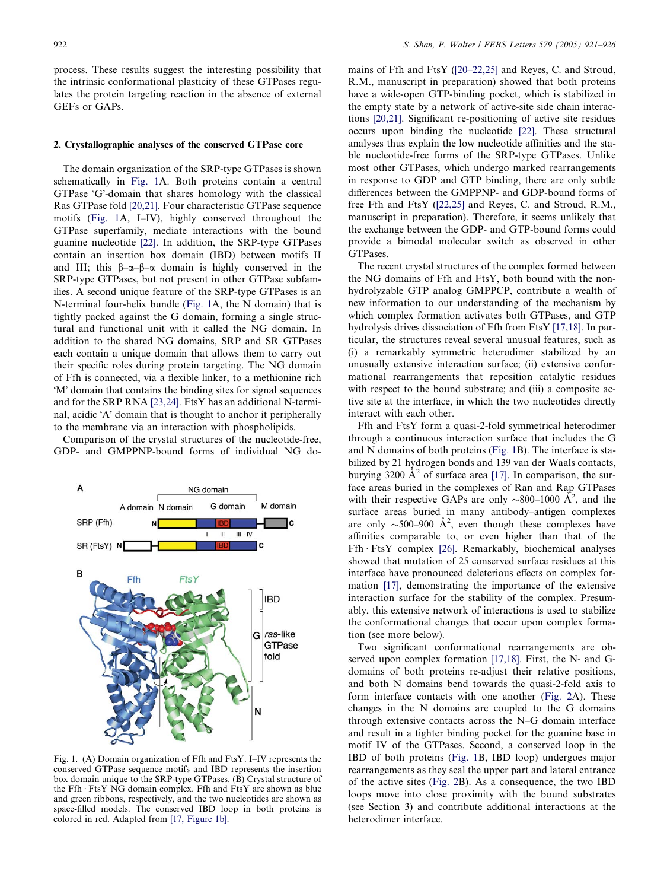process. These results suggest the interesting possibility that the intrinsic conformational plasticity of these GTPases regulates the protein targeting reaction in the absence of external GEFs or GAPs.

## 2. Crystallographic analyses of the conserved GTPase core

The domain organization of the SRP-type GTPases is shown schematically in Fig. 1A. Both proteins contain a central GTPase 'G'-domain that shares homology with the classical Ras GTPase fold [20,21]. Four characteristic GTPase sequence motifs (Fig. 1A, I–IV), highly conserved throughout the GTPase superfamily, mediate interactions with the bound guanine nucleotide [22]. In addition, the SRP-type GTPases contain an insertion box domain (IBD) between motifs II and III; this β–α–β–α domain is highly conserved in the SRP-type GTPases, but not present in other GTPase subfamilies. A second unique feature of the SRP-type GTPases is an N-terminal four-helix bundle (Fig. 1A, the N domain) that is tightly packed against the G domain, forming a single structural and functional unit with it called the NG domain. In addition to the shared NG domains, SRP and SR GTPases each contain a unique domain that allows them to carry out their specific roles during protein targeting. The NG domain of Ffh is connected, via a flexible linker, to a methionine rich 'M' domain that contains the binding sites for signal sequences and for the SRP RNA [23,24]. FtsY has an additional N-terminal, acidic 'A' domain that is thought to anchor it peripherally to the membrane via an interaction with phospholipids.

Comparison of the crystal structures of the nucleotide-free, GDP- and GMPPNP-bound forms of individual NG domains of Ffh and FtsY ([20–22,25] and Reyes, C. and Stroud, R.M., manuscript in preparation) showed that both proteins have a wide-open GTP-binding pocket, which is stabilized in the empty state by a network of active-site side chain interactions [20,21]. Significant re-positioning of active site residues occurs upon binding the nucleotide [22]. These structural analyses thus explain the low nucleotide affinities and the stable nucleotide-free forms of the SRP-type GTPases. Unlike most other GTPases, which undergo marked rearrangements in response to GDP and GTP binding, there are only subtle differences between the GMPPNP- and GDP-bound forms of free Ffh and FtsY ([22,25] and Reyes, C. and Stroud, R.M., manuscript in preparation). Therefore, it seems unlikely that the exchange between the GDP- and GTP-bound forms could provide a bimodal molecular switch as observed in other GTPases.

Fig. 1. (A) Domain organization of Ffh and FtsY. I–IV represents the conserved GTPase sequence motifs and IBD represents the insertion box domain unique to the SRP-type GTPases. (B) Crystal structure of the Ffh · FtsY NG domain complex. Ffh and FtsY are shown as blue and green ribbons, respectively, and the two nucleotides are shown as space-filled models. The conserved IBD loop in both proteins is colored in red. Adapted from [17, Figure 1b].

The recent crystal structures of the complex formed between the NG domains of Ffh and FtsY, both bound with the non-hydrolyzable GTP analog GMPPCP, contribute a wealth of new information to our understanding of the mechanism by which complex formation activates both GTPases, and GTP hydrolysis drives dissociation of Ffh from FtsY [17,18]. In particular, the structures reveal several unusual features, such as (i) a remarkably symmetric heterodimer stabilized by an unusually extensive interaction surface; (ii) extensive conformational rearrangements that reposition catalytic residues with respect to the bound substrate; and (iii) a composite active site at the interface, in which the two nucleotides directly interact with each other.

Ffh and FtsY form a quasi-2-fold symmetrical heterodimer through a continuous interaction surface that includes the G and N domains of both proteins (Fig. 1B). The interface is stabilized by 21 hydrogen bonds and 139 van der Waals contacts, burying 3200 $Å^2$ of surface area [17]. In comparison, the surface areas buried in the complexes of Ran and Rap GTPases with their respective GAPs are only ~800–1000 $Å^2$, and the surface areas buried in many antibody–antigen complexes are only ~500–900 $Å^2$, even though these complexes have affinities comparable to, or even higher than that of the Ffh · FtsY complex [26]. Remarkably, biochemical analyses showed that mutation of 25 conserved surface residues at this interface have pronounced deleterious effects on complex formation [17], demonstrating the importance of the extensive interaction surface for the stability of the complex. Presumably, this extensive network of interactions is used to stabilize the conformational changes that occur upon complex formation (see more below).

Two significant conformational rearrangements are observed upon complex formation [17,18]. First, the N- and G-domains of both proteins re-adjust their relative positions, and both N domains bend towards the quasi-2-fold axis to form interface contacts with one another (Fig. 2A). These changes in the N domains are coupled to the G domains through extensive contacts across the N–G domain interface and result in a tighter binding pocket for the guanine base in motif IV of the GTPases. Second, a conserved loop in the IBD of both proteins (Fig. 1B, IBD loop) undergoes major rearrangements as they seal the upper part and lateral entrance of the active sites (Fig. 2B). As a consequence, the two IBD loops move into close proximity with the bound substrates (see Section 3) and contribute additional interactions at the heterodimer interface.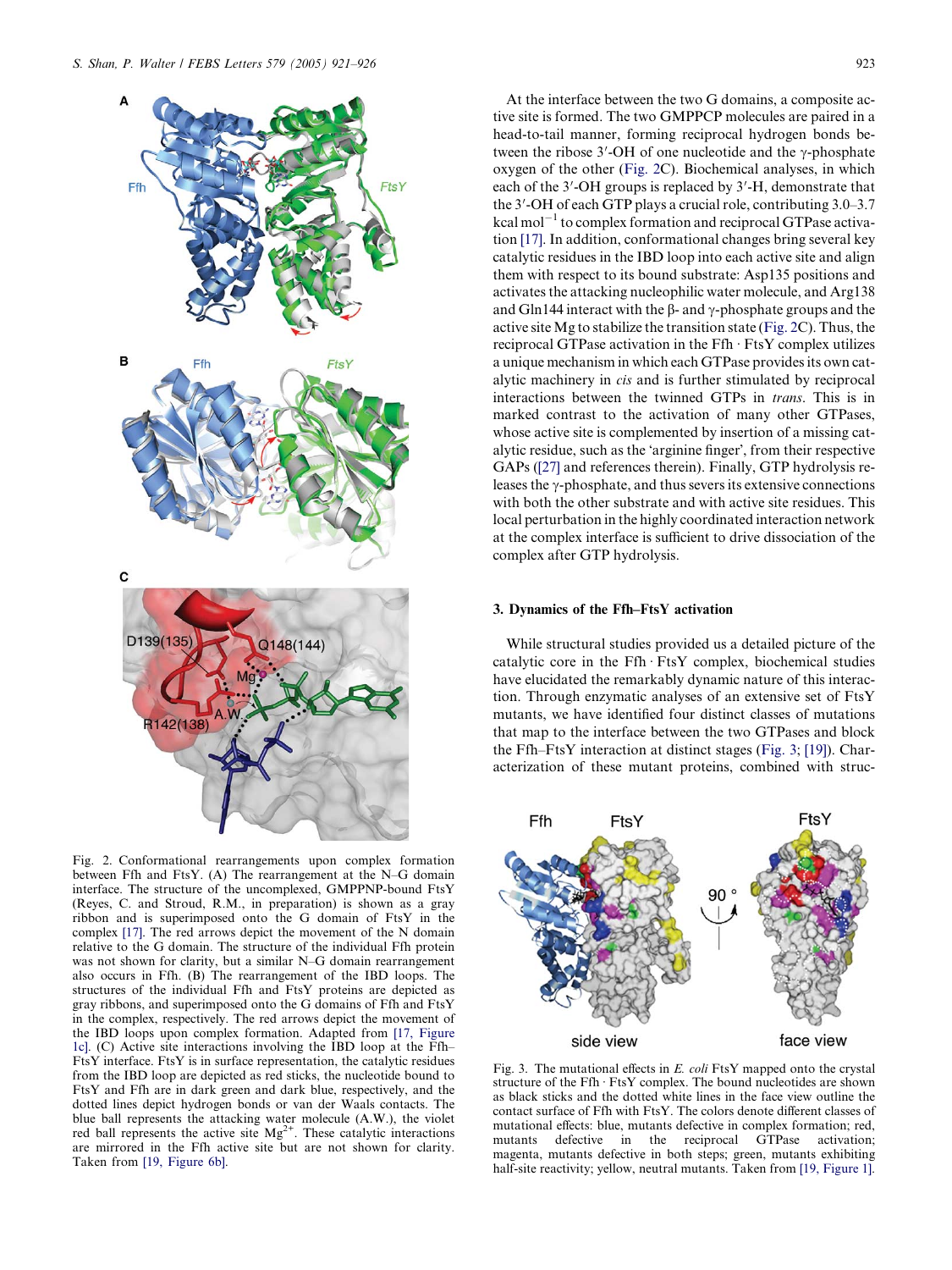Fig. 2. Conformational rearrangements upon complex formation between Ffh and FtsY. (A) The rearrangement at the N–G domain interface. The structure of the uncomplexed, GMPPNP-bound FtsY (Reyes, C. and Stroud, R.M., in preparation) is shown as a gray ribbon and is superimposed onto the G domain of FtsY in the complex [17]. The red arrows depict the movement of the N domain relative to the G domain. The structure of the individual Ffh protein was not shown for clarity, but a similar N–G domain rearrangement also occurs in Ffh. (B) The rearrangement of the IBD loops. The structures of the individual Ffh and FtsY proteins are depicted as gray ribbons, and superimposed onto the G domains of Ffh and FtsY in the complex, respectively. The red arrows depict the movement of the IBD loops upon complex formation. Adapted from [17, Figure 1c]. (C) Active site interactions involving the IBD loop at the Ffh–FtsY interface. FtsY is in surface representation, the catalytic residues from the IBD loop are depicted as red sticks, the nucleotide bound to FtsY and Ffh are in dark green and dark blue, respectively, and the dotted lines depict hydrogen bonds or van der Waals contacts. The blue ball represents the attacking water molecule (A.W.), the violet red ball represents the active site $Mg^{2+}$. These catalytic interactions are mirrored in the Ffh active site but are not shown for clarity. Taken from [19, Figure 6b].

At the interface between the two G domains, a composite active site is formed. The two GMPPCP molecules are paired in a head-to-tail manner, forming reciprocal hydrogen bonds between the ribose 3′-OH of one nucleotide and the γ-phosphate oxygen of the other (Fig. 2C). Biochemical analyses, in which each of the 3′-OH groups is replaced by 3′-H, demonstrate that the 3′-OH of each GTP plays a crucial role, contributing 3.0–3.7 kcal $mol^{-1}$ to complex formation and reciprocal GTPase activation [17]. In addition, conformational changes bring several key catalytic residues in the IBD loop into each active site and align them with respect to its bound substrate: Asp135 positions and activates the attacking nucleophilic water molecule, and Arg138 and Gln144 interact with the β- and γ-phosphate groups and the active site Mg to stabilize the transition state (Fig. 2C). Thus, the reciprocal GTPase activation in the Ffh · FtsY complex utilizes a unique mechanism in which each GTPase provides its own catalytic machinery in *cis* and is further stimulated by reciprocal interactions between the twinned GTPs in *trans*. This is in marked contrast to the activation of many other GTPases, whose active site is complemented by insertion of a missing catalytic residue, such as the 'arginine finger', from their respective GAPs ([27] and references therein). Finally, GTP hydrolysis releases the γ-phosphate, and thus severs its extensive connections with both the other substrate and with active site residues. This local perturbation in the highly coordinated interaction network at the complex interface is sufficient to drive dissociation of the complex after GTP hydrolysis.

## 3. Dynamics of the Ffh–FtsY activation

While structural studies provided us a detailed picture of the catalytic core in the Ffh · FtsY complex, biochemical studies have elucidated the remarkably dynamic nature of this interaction. Through enzymatic analyses of an extensive set of FtsY mutants, we have identified four distinct classes of mutations that map to the interface between the two GTPases and block the Ffh–FtsY interaction at distinct stages (Fig. 3; [19]). Characterization of these mutant proteins, combined with struc-

Fig. 3. The mutational effects in *E. coli* FtsY mapped onto the crystal structure of the Ffh · FtsY complex. The bound nucleotides are shown as black sticks and the dotted white lines in the face view outline the contact surface of Ffh with FtsY. The colors denote different classes of mutational effects: blue, mutants defective in complex formation; red, mutants defective in the reciprocal GTPase activation; magenta, mutants defective in both steps; green, mutants exhibiting half-site reactivity; yellow, neutral mutants. Taken from [19, Figure 1].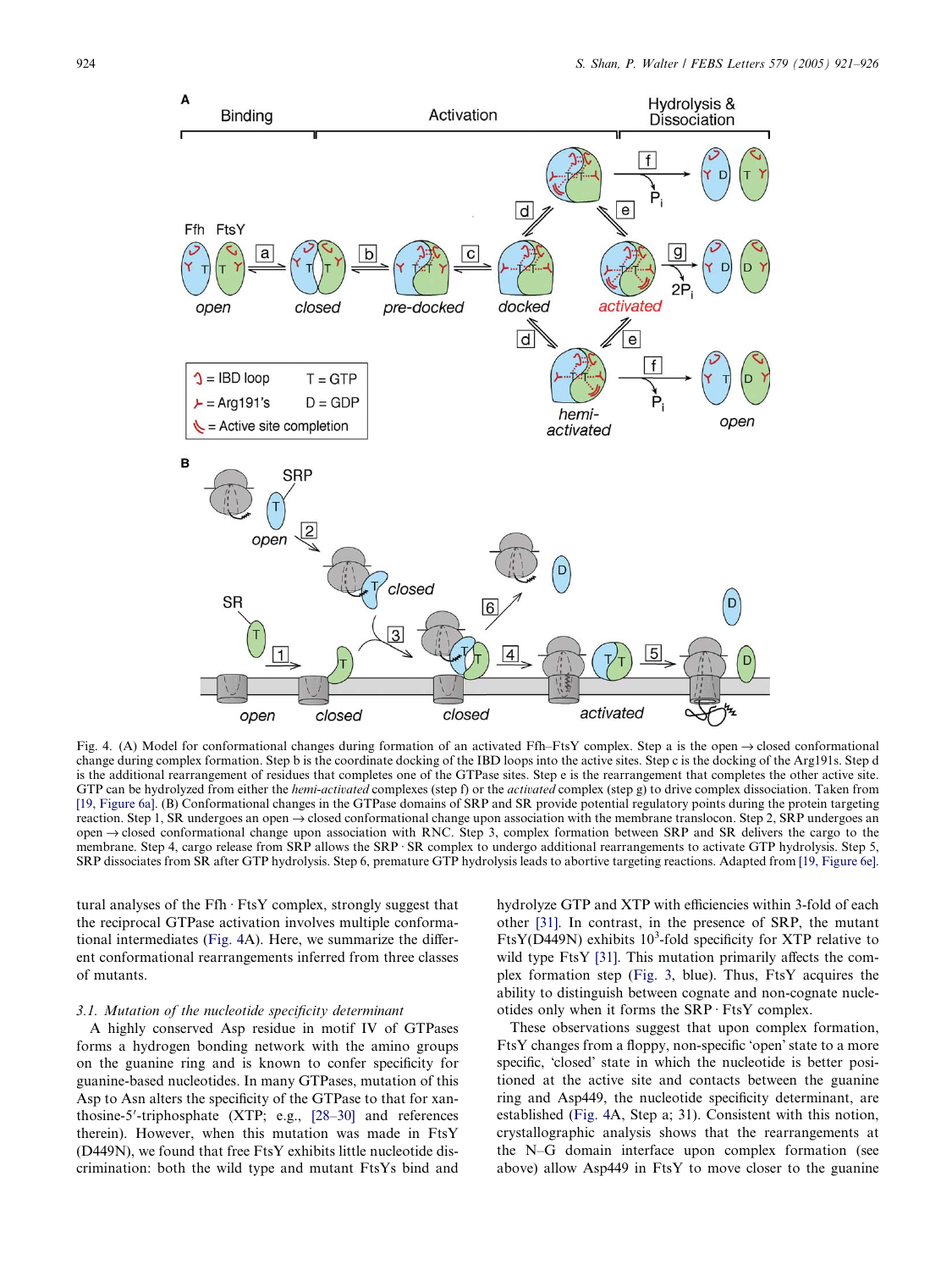Fig. 4. (A) Model for conformational changes during formation of an activated Ffh–FtsY complex. Step a is the open → closed conformational change during complex formation. Step b is the coordinate docking of the IBD loops into the active sites. Step c is the docking of the Arg191s. Step d is the additional rearrangement of residues that completes one of the GTPase sites. Step e is the rearrangement that completes the other active site. GTP can be hydrolyzed from either the *hemi-activated* complexes (step f) or the *activated* complex (step g) to drive complex dissociation. Taken from [19, Figure 6a]. (B) Conformational changes in the GTPase domains of SRP and SR provide potential regulatory points during the protein targeting reaction. Step 1, SR undergoes an open → closed conformational change upon association with the membrane translocon. Step 2, SRP undergoes an open → closed conformational change upon association with RNC. Step 3, complex formation between SRP and SR delivers the cargo to the membrane. Step 4, cargo release from SRP allows the SRP · SR complex to undergo additional rearrangements to activate GTP hydrolysis. Step 5, SRP dissociates from SR after GTP hydrolysis. Step 6, premature GTP hydrolysis leads to abortive targeting reactions. Adapted from [19, Figure 6e].

tural analyses of the Ffh · FtsY complex, strongly suggest that the reciprocal GTPase activation involves multiple conformational intermediates (Fig. 4A). Here, we summarize the different conformational rearrangements inferred from three classes of mutants.

### 3.1. Mutation of the nucleotide specificity determinant

A highly conserved Asp residue in motif IV of GTPases forms a hydrogen bonding network with the amino groups on the guanine ring and is known to confer specificity for guanine-based nucleotides. In many GTPases, mutation of this Asp to Asn alters the specificity of the GTPase to that for xanthosine-5′-triphosphate (XTP; e.g., [28–30] and references therein). However, when this mutation was made in FtsY (D449N), we found that free FtsY exhibits little nucleotide discrimination: both the wild type and mutant FtsYs bind and hydrolyze GTP and XTP with efficiencies within 3-fold of each other [31]. In contrast, in the presence of SRP, the mutant FtsY(D449N) exhibits $10^3$-fold specificity for XTP relative to wild type FtsY [31]. This mutation primarily affects the complex formation step (Fig. 3, blue). Thus, FtsY acquires the ability to distinguish between cognate and non-cognate nucleotides only when it forms the SRP · FtsY complex.

These observations suggest that upon complex formation, FtsY changes from a floppy, non-specific 'open' state to a more specific, 'closed' state in which the nucleotide is better positioned at the active site and contacts between the guanine ring and Asp449, the nucleotide specificity determinant, are established (Fig. 4A, Step a; 31). Consistent with this notion, crystallographic analysis shows that the rearrangements at the N–G domain interface upon complex formation (see above) allow Asp449 in FtsY to move closer to the guanine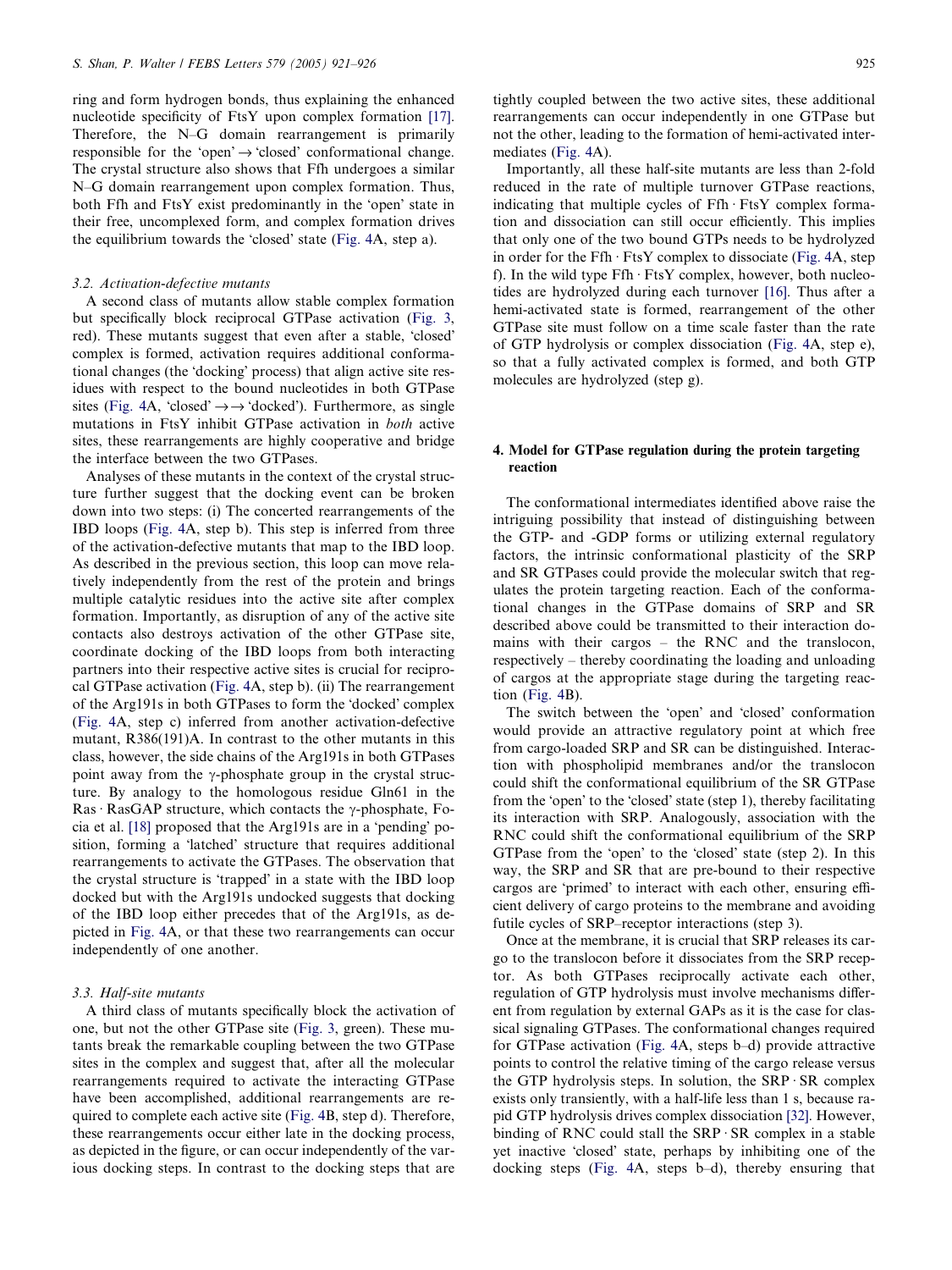ring and form hydrogen bonds, thus explaining the enhanced nucleotide specificity of FtsY upon complex formation [17]. Therefore, the N–G domain rearrangement is primarily responsible for the 'open' → 'closed' conformational change. The crystal structure also shows that Ffh undergoes a similar N–G domain rearrangement upon complex formation. Thus, both Ffh and FtsY exist predominantly in the 'open' state in their free, uncomplexed form, and complex formation drives the equilibrium towards the 'closed' state (Fig. 4A, step a).

### 3.2. Activation-defective mutants

A second class of mutants allow stable complex formation but specifically block reciprocal GTPase activation (Fig. 3, red). These mutants suggest that even after a stable, 'closed' complex is formed, activation requires additional conformational changes (the 'docking' process) that align active site residues with respect to the bound nucleotides in both GTPase sites (Fig. 4A, 'closed' → → 'docked'). Furthermore, as single mutations in FtsY inhibit GTPase activation in *both* active sites, these rearrangements are highly cooperative and bridge the interface between the two GTPases.

Analyses of these mutants in the context of the crystal structure further suggest that the docking event can be broken down into two steps: (i) The concerted rearrangements of the IBD loops (Fig. 4A, step b). This step is inferred from three of the activation-defective mutants that map to the IBD loop. As described in the previous section, this loop can move relatively independently from the rest of the protein and brings multiple catalytic residues into the active site after complex formation. Importantly, as disruption of any of the active site contacts also destroys activation of the other GTPase site, coordinate docking of the IBD loops from both interacting partners into their respective active sites is crucial for reciprocal GTPase activation (Fig. 4A, step b). (ii) The rearrangement of the Arg191s in both GTPases to form the 'docked' complex (Fig. 4A, step c) inferred from another activation-defective mutant, R386(191)A. In contrast to the other mutants in this class, however, the side chains of the Arg191s in both GTPases point away from the γ-phosphate group in the crystal structure. By analogy to the homologous residue Gln61 in the Ras · RasGAP structure, which contacts the γ-phosphate, Focia et al. [18] proposed that the Arg191s are in a 'pending' position, forming a 'latched' structure that requires additional rearrangements to activate the GTPases. The observation that the crystal structure is 'trapped' in a state with the IBD loop docked but with the Arg191s undocked suggests that docking of the IBD loop either precedes that of the Arg191s, as depicted in Fig. 4A, or that these two rearrangements can occur independently of one another.

### 3.3. Half-site mutants

A third class of mutants specifically block the activation of one, but not the other GTPase site (Fig. 3, green). These mutants break the remarkable coupling between the two GTPase sites in the complex and suggest that, after all the molecular rearrangements required to activate the interacting GTPase have been accomplished, additional rearrangements are required to complete each active site (Fig. 4B, step d). Therefore, these rearrangements occur either late in the docking process, as depicted in the figure, or can occur independently of the various docking steps. In contrast to the docking steps that are tightly coupled between the two active sites, these additional rearrangements can occur independently in one GTPase but not the other, leading to the formation of hemi-activated intermediates (Fig. 4A).

Importantly, all these half-site mutants are less than 2-fold reduced in the rate of multiple turnover GTPase reactions, indicating that multiple cycles of Ffh · FtsY complex formation and dissociation can still occur efficiently. This implies that only one of the two bound GTPs needs to be hydrolyzed in order for the Ffh · FtsY complex to dissociate (Fig. 4A, step f). In the wild type Ffh · FtsY complex, however, both nucleotides are hydrolyzed during each turnover [16]. Thus after a hemi-activated state is formed, rearrangement of the other GTPase site must follow on a time scale faster than the rate of GTP hydrolysis or complex dissociation (Fig. 4A, step e), so that a fully activated complex is formed, and both GTP molecules are hydrolyzed (step g).

## 4. Model for GTPase regulation during the protein targeting reaction

The conformational intermediates identified above raise the intriguing possibility that instead of distinguishing between the GTP- and -GDP forms or utilizing external regulatory factors, the intrinsic conformational plasticity of the SRP and SR GTPases could provide the molecular switch that regulates the protein targeting reaction. Each of the conformational changes in the GTPase domains of SRP and SR described above could be transmitted to their interaction domains with their cargos – the RNC and the translocon, respectively – thereby coordinating the loading and unloading of cargos at the appropriate stage during the targeting reaction (Fig. 4B).

The switch between the 'open' and 'closed' conformation would provide an attractive regulatory point at which free from cargo-loaded SRP and SR can be distinguished. Interaction with phospholipid membranes and/or the translocon could shift the conformational equilibrium of the SR GTPase from the 'open' to the 'closed' state (step 1), thereby facilitating its interaction with SRP. Analogously, association with the RNC could shift the conformational equilibrium of the SRP GTPase from the 'open' to the 'closed' state (step 2). In this way, the SRP and SR that are pre-bound to their respective cargos are 'primed' to interact with each other, ensuring efficient delivery of cargo proteins to the membrane and avoiding futile cycles of SRP–receptor interactions (step 3).

Once at the membrane, it is crucial that SRP releases its cargo to the translocon before it dissociates from the SRP receptor. As both GTPases reciprocally activate each other, regulation of GTP hydrolysis must involve mechanisms different from regulation by external GAPs as it is the case for classical signaling GTPases. The conformational changes required for GTPase activation (Fig. 4A, steps b–d) provide attractive points to control the relative timing of the cargo release versus the GTP hydrolysis steps. In solution, the SRP · SR complex exists only transiently, with a half-life less than 1 s, because rapid GTP hydrolysis drives complex dissociation [32]. However, binding of RNC could stall the SRP · SR complex in a stable yet inactive 'closed' state, perhaps by inhibiting one of the docking steps (Fig. 4A, steps b–d), thereby ensuring that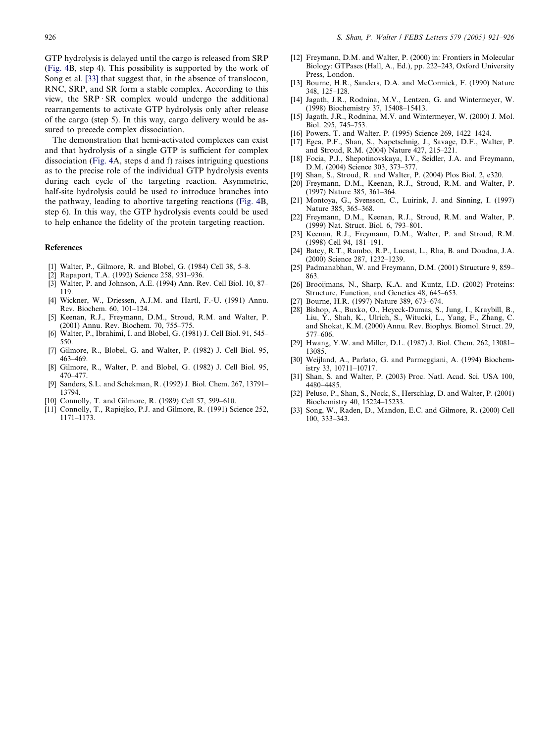GTP hydrolysis is delayed until the cargo is released from SRP (Fig. 4B, step 4). This possibility is supported by the work of Song et al. [33] that suggest that, in the absence of translocon, RNC, SRP, and SR form a stable complex. According to this view, the SRP · SR complex would undergo the additional rearrangements to activate GTP hydrolysis only after release of the cargo (step 5). In this way, cargo delivery would be assured to precede complex dissociation.

The demonstration that hemi-activated complexes can exist and that hydrolysis of a single GTP is sufficient for complex dissociation (Fig. 4A, steps d and f) raises intriguing questions as to the precise role of the individual GTP hydrolysis events during each cycle of the targeting reaction. Asymmetric, half-site hydrolysis could be used to introduce branches into the pathway, leading to abortive targeting reactions (Fig. 4B, step 6). In this way, the GTP hydrolysis events could be used to help enhance the fidelity of the protein targeting reaction.

## References

[1] Walter, P., Gilmore, R. and Blobel, G. (1984) Cell 38, 5–8.

[2] Rapaport, T.A. (1992) Science 258, 931–936.

[3] Walter, P. and Johnson, A.E. (1994) Ann. Rev. Cell Biol. 10, 87–119.

[4] Wickner, W., Driessen, A.J.M. and Hartl, F.-U. (1991) Annu. Rev. Biochem. 60, 101–124.

[5] Keenan, R.J., Freymann, D.M., Stroud, R.M. and Walter, P. (2001) Annu. Rev. Biochem. 70, 755–775.

[6] Walter, P., Ibrahimi, I. and Blobel, G. (1981) J. Cell Biol. 91, 545–550.

[7] Gilmore, R., Blobel, G. and Walter, P. (1982) J. Cell Biol. 95, 463–469.

[8] Gilmore, R., Walter, P. and Blobel, G. (1982) J. Cell Biol. 95, 470–477.

[9] Sanders, S.L. and Schekman, R. (1992) J. Biol. Chem. 267, 13791–13794.

[10] Connolly, T. and Gilmore, R. (1989) Cell 57, 599–610.

[11] Connolly, T., Rapiejko, P.J. and Gilmore, R. (1991) Science 252, 1171–1173.

[12] Freymann, D.M. and Walter, P. (2000) in: Frontiers in Molecular Biology: GTPases (Hall, A., Ed.), pp. 222–243, Oxford University Press, London.

[13] Bourne, H.R., Sanders, D.A. and McCormick, F. (1990) Nature 348, 125–128.

[14] Jagath, J.R., Rodnina, M.V., Lentzen, G. and Wintermeyer, W. (1998) Biochemistry 37, 15408–15413.

[15] Jagath, J.R., Rodnina, M.V. and Wintermeyer, W. (2000) J. Mol. Biol. 295, 745–753.

[16] Powers, T. and Walter, P. (1995) Science 269, 1422–1424.

[17] Egea, P.F., Shan, S., Napetschnig, J., Savage, D.F., Walter, P. and Stroud, R.M. (2004) Nature 427, 215–221.

[18] Focia, P.J., Shepotinovskaya, I.V., Seidler, J.A. and Freymann, D.M. (2004) Science 303, 373–377.

[19] Shan, S., Stroud, R. and Walter, P. (2004) Plos Biol. 2, e320.

[20] Freymann, D.M., Keenan, R.J., Stroud, R.M. and Walter, P. (1997) Nature 385, 361–364.

[21] Montoya, G., Svensson, C., Luirink, J. and Sinning, I. (1997) Nature 385, 365–368.

[22] Freymann, D.M., Keenan, R.J., Stroud, R.M. and Walter, P. (1999) Nat. Struct. Biol. 6, 793–801.

[23] Keenan, R.J., Freymann, D.M., Walter, P. and Stroud, R.M. (1998) Cell 94, 181–191.

[24] Batey, R.T., Rambo, R.P., Lucast, L., Rha, B. and Doudna, J.A. (2000) Science 287, 1232–1239.

[25] Padmanabhan, W. and Freymann, D.M. (2001) Structure 9, 859–863.

[26] Brooijmans, N., Sharp, K.A. and Kuntz, I.D. (2002) Proteins: Structure, Function, and Genetics 48, 645–653.

[27] Bourne, H.R. (1997) Nature 389, 673–674.

[28] Bishop, A., Buxko, O., Heyeck-Dumas, S., Jung, I., Kraybill, B., Liu, Y., Shah, K., Ulrich, S., Witucki, L., Yang, F., Zhang, C. and Shokat, K.M. (2000) Annu. Rev. Biophys. Biomol. Struct. 29, 577–606.

[29] Hwang, Y.W. and Miller, D.L. (1987) J. Biol. Chem. 262, 13081–13085.

[30] Weijland, A., Parlato, G. and Parmeggiani, A. (1994) Biochemistry 33, 10711–10717.

[31] Shan, S. and Walter, P. (2003) Proc. Natl. Acad. Sci. USA 100, 4480–4485.

[32] Peluso, P., Shan, S., Nock, S., Herschlag, D. and Walter, P. (2001) Biochemistry 40, 15224–15233.

[33] Song, W., Raden, D., Mandon, E.C. and Gilmore, R. (2000) Cell 100, 333–343.